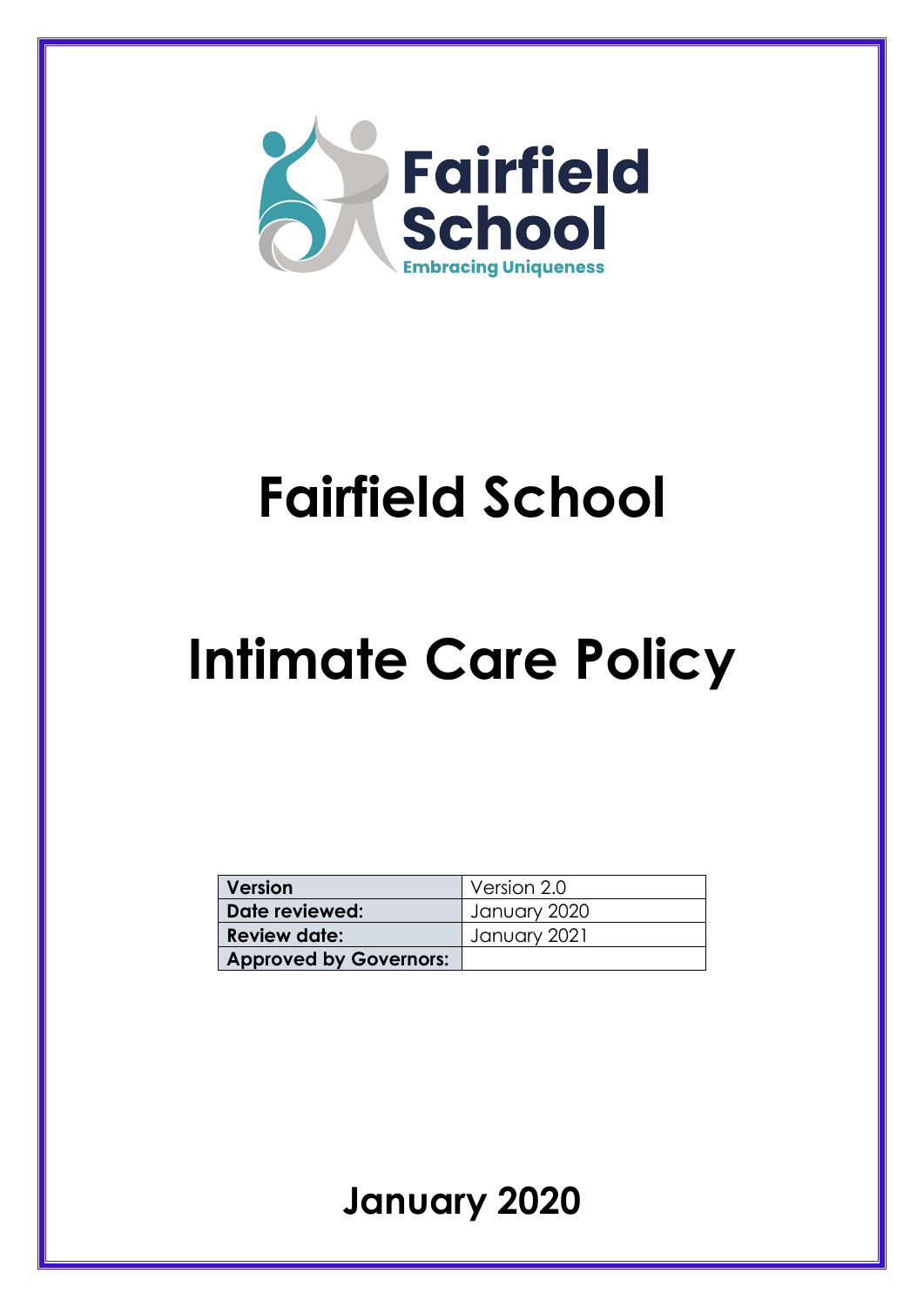Fairfield School

Embracing Uniqueness

# Fairfield School

# Intimate Care Policy

| Version | Version 2.0 |
| --- | --- |
| Date reviewed: | January 2020 |
| Review date: | January 2021 |
| Approved by Governors: | |

**January 2020**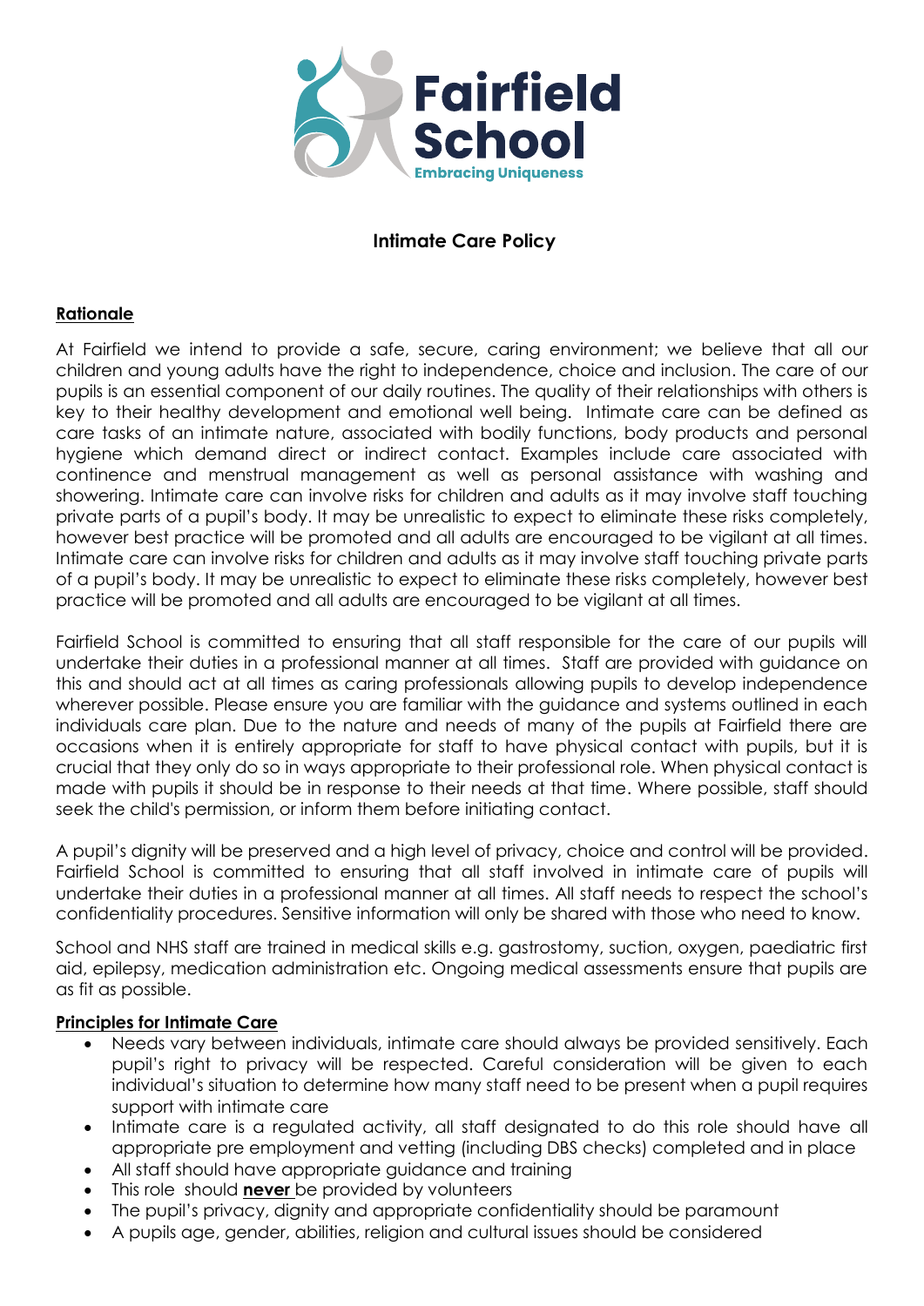# Intimate Care Policy

## Rationale

At Fairfield we intend to provide a safe, secure, caring environment; we believe that all our children and young adults have the right to independence, choice and inclusion. The care of our pupils is an essential component of our daily routines. The quality of their relationships with others is key to their healthy development and emotional well being. Intimate care can be defined as care tasks of an intimate nature, associated with bodily functions, body products and personal hygiene which demand direct or indirect contact. Examples include care associated with continence and menstrual management as well as personal assistance with washing and showering. Intimate care can involve risks for children and adults as it may involve staff touching private parts of a pupil's body. It may be unrealistic to expect to eliminate these risks completely, however best practice will be promoted and all adults are encouraged to be vigilant at all times. Intimate care can involve risks for children and adults as it may involve staff touching private parts of a pupil's body. It may be unrealistic to expect to eliminate these risks completely, however best practice will be promoted and all adults are encouraged to be vigilant at all times.

Fairfield School is committed to ensuring that all staff responsible for the care of our pupils will undertake their duties in a professional manner at all times. Staff are provided with guidance on this and should act at all times as caring professionals allowing pupils to develop independence wherever possible. Please ensure you are familiar with the guidance and systems outlined in each individuals care plan. Due to the nature and needs of many of the pupils at Fairfield there are occasions when it is entirely appropriate for staff to have physical contact with pupils, but it is crucial that they only do so in ways appropriate to their professional role. When physical contact is made with pupils it should be in response to their needs at that time. Where possible, staff should seek the child's permission, or inform them before initiating contact.

A pupil's dignity will be preserved and a high level of privacy, choice and control will be provided. Fairfield School is committed to ensuring that all staff involved in intimate care of pupils will undertake their duties in a professional manner at all times. All staff needs to respect the school's confidentiality procedures. Sensitive information will only be shared with those who need to know.

School and NHS staff are trained in medical skills e.g. gastrostomy, suction, oxygen, paediatric first aid, epilepsy, medication administration etc. Ongoing medical assessments ensure that pupils are as fit as possible.

## Principles for Intimate Care

- Needs vary between individuals, intimate care should always be provided sensitively. Each pupil's right to privacy will be respected. Careful consideration will be given to each individual's situation to determine how many staff need to be present when a pupil requires support with intimate care
- Intimate care is a regulated activity, all staff designated to do this role should have all appropriate pre employment and vetting (including DBS checks) completed and in place
- All staff should have appropriate guidance and training
- This role should **never** be provided by volunteers
- The pupil's privacy, dignity and appropriate confidentiality should be paramount
- A pupils age, gender, abilities, religion and cultural issues should be considered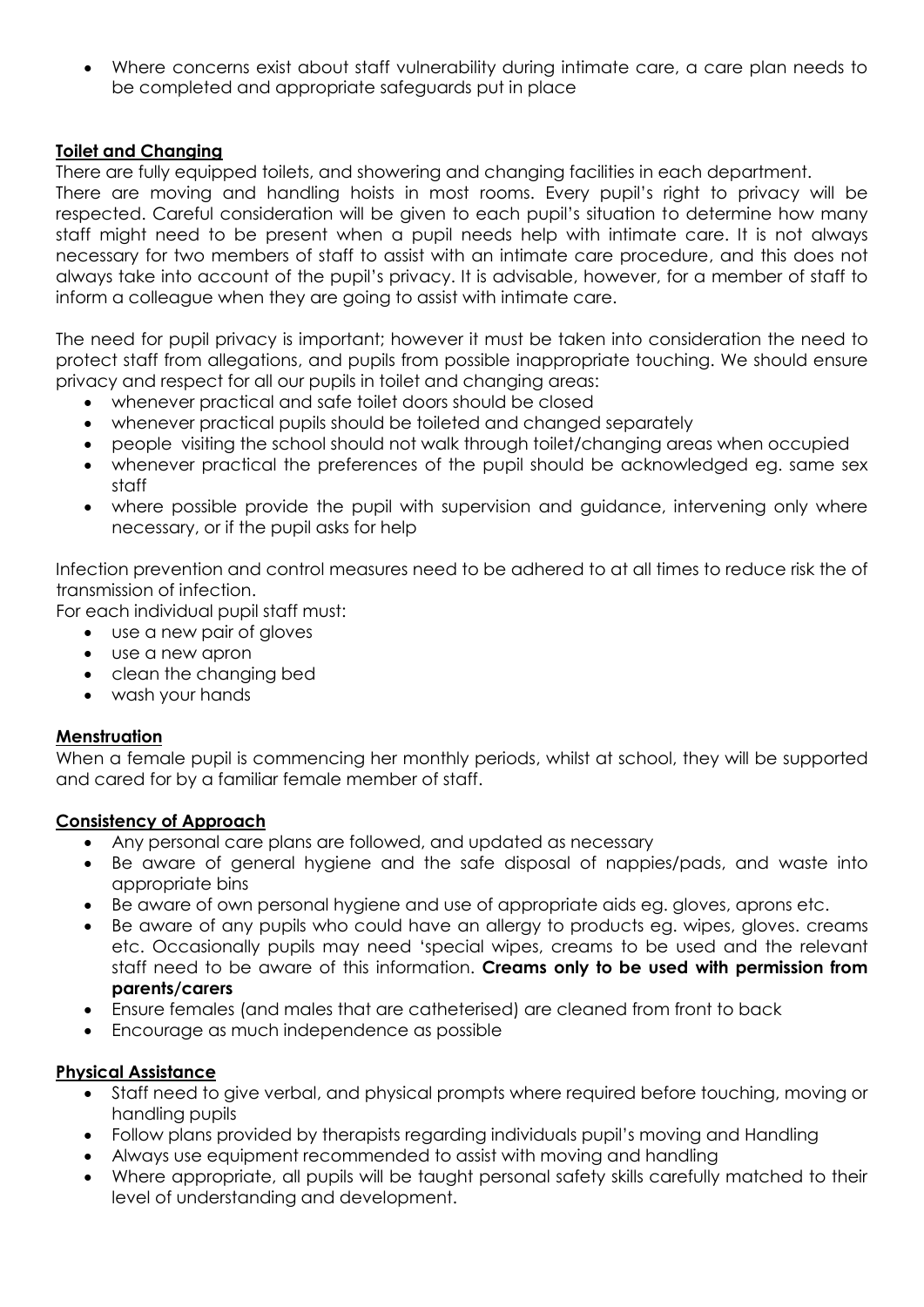- Where concerns exist about staff vulnerability during intimate care, a care plan needs to be completed and appropriate safeguards put in place

**Toilet and Changing**

There are fully equipped toilets, and showering and changing facilities in each department. There are moving and handling hoists in most rooms. Every pupil's right to privacy will be respected. Careful consideration will be given to each pupil's situation to determine how many staff might need to be present when a pupil needs help with intimate care. It is not always necessary for two members of staff to assist with an intimate care procedure, and this does not always take into account of the pupil's privacy. It is advisable, however, for a member of staff to inform a colleague when they are going to assist with intimate care.

The need for pupil privacy is important; however it must be taken into consideration the need to protect staff from allegations, and pupils from possible inappropriate touching. We should ensure privacy and respect for all our pupils in toilet and changing areas:

- whenever practical and safe toilet doors should be closed
- whenever practical pupils should be toileted and changed separately
- people visiting the school should not walk through toilet/changing areas when occupied
- whenever practical the preferences of the pupil should be acknowledged eg. same sex staff
- where possible provide the pupil with supervision and guidance, intervening only where necessary, or if the pupil asks for help

Infection prevention and control measures need to be adhered to at all times to reduce risk the of transmission of infection.

For each individual pupil staff must:

- use a new pair of gloves
- use a new apron
- clean the changing bed
- wash your hands

**Menstruation**

When a female pupil is commencing her monthly periods, whilst at school, they will be supported and cared for by a familiar female member of staff.

**Consistency of Approach**

- Any personal care plans are followed, and updated as necessary
- Be aware of general hygiene and the safe disposal of nappies/pads, and waste into appropriate bins
- Be aware of own personal hygiene and use of appropriate aids eg. gloves, aprons etc.
- Be aware of any pupils who could have an allergy to products eg. wipes, gloves. creams etc. Occasionally pupils may need 'special wipes, creams to be used and the relevant staff need to be aware of this information. **Creams only to be used with permission from parents/carers**
- Ensure females (and males that are catheterised) are cleaned from front to back
- Encourage as much independence as possible

**Physical Assistance**

- Staff need to give verbal, and physical prompts where required before touching, moving or handling pupils
- Follow plans provided by therapists regarding individuals pupil's moving and Handling
- Always use equipment recommended to assist with moving and handling
- Where appropriate, all pupils will be taught personal safety skills carefully matched to their level of understanding and development.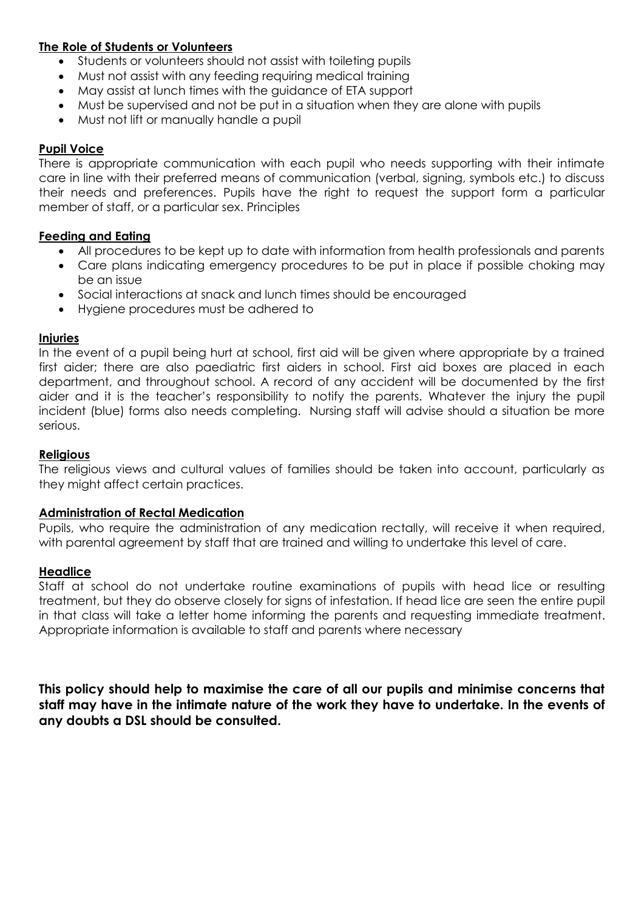**The Role of Students or Volunteers**

- Students or volunteers should not assist with toileting pupils
- Must not assist with any feeding requiring medical training
- May assist at lunch times with the guidance of ETA support
- Must be supervised and not be put in a situation when they are alone with pupils
- Must not lift or manually handle a pupil

**Pupil Voice**

There is appropriate communication with each pupil who needs supporting with their intimate care in line with their preferred means of communication (verbal, signing, symbols etc.) to discuss their needs and preferences. Pupils have the right to request the support form a particular member of staff, or a particular sex. Principles

**Feeding and Eating**

- All procedures to be kept up to date with information from health professionals and parents
- Care plans indicating emergency procedures to be put in place if possible choking may be an issue
- Social interactions at snack and lunch times should be encouraged
- Hygiene procedures must be adhered to

**Injuries**

In the event of a pupil being hurt at school, first aid will be given where appropriate by a trained first aider; there are also paediatric first aiders in school. First aid boxes are placed in each department, and throughout school. A record of any accident will be documented by the first aider and it is the teacher's responsibility to notify the parents. Whatever the injury the pupil incident (blue) forms also needs completing. Nursing staff will advise should a situation be more serious.

**Religious**

The religious views and cultural values of families should be taken into account, particularly as they might affect certain practices.

**Administration of Rectal Medication**

Pupils, who require the administration of any medication rectally, will receive it when required, with parental agreement by staff that are trained and willing to undertake this level of care.

**Headlice**

Staff at school do not undertake routine examinations of pupils with head lice or resulting treatment, but they do observe closely for signs of infestation. If head lice are seen the entire pupil in that class will take a letter home informing the parents and requesting immediate treatment. Appropriate information is available to staff and parents where necessary

**This policy should help to maximise the care of all our pupils and minimise concerns that staff may have in the intimate nature of the work they have to undertake. In the events of any doubts a DSL should be consulted.**